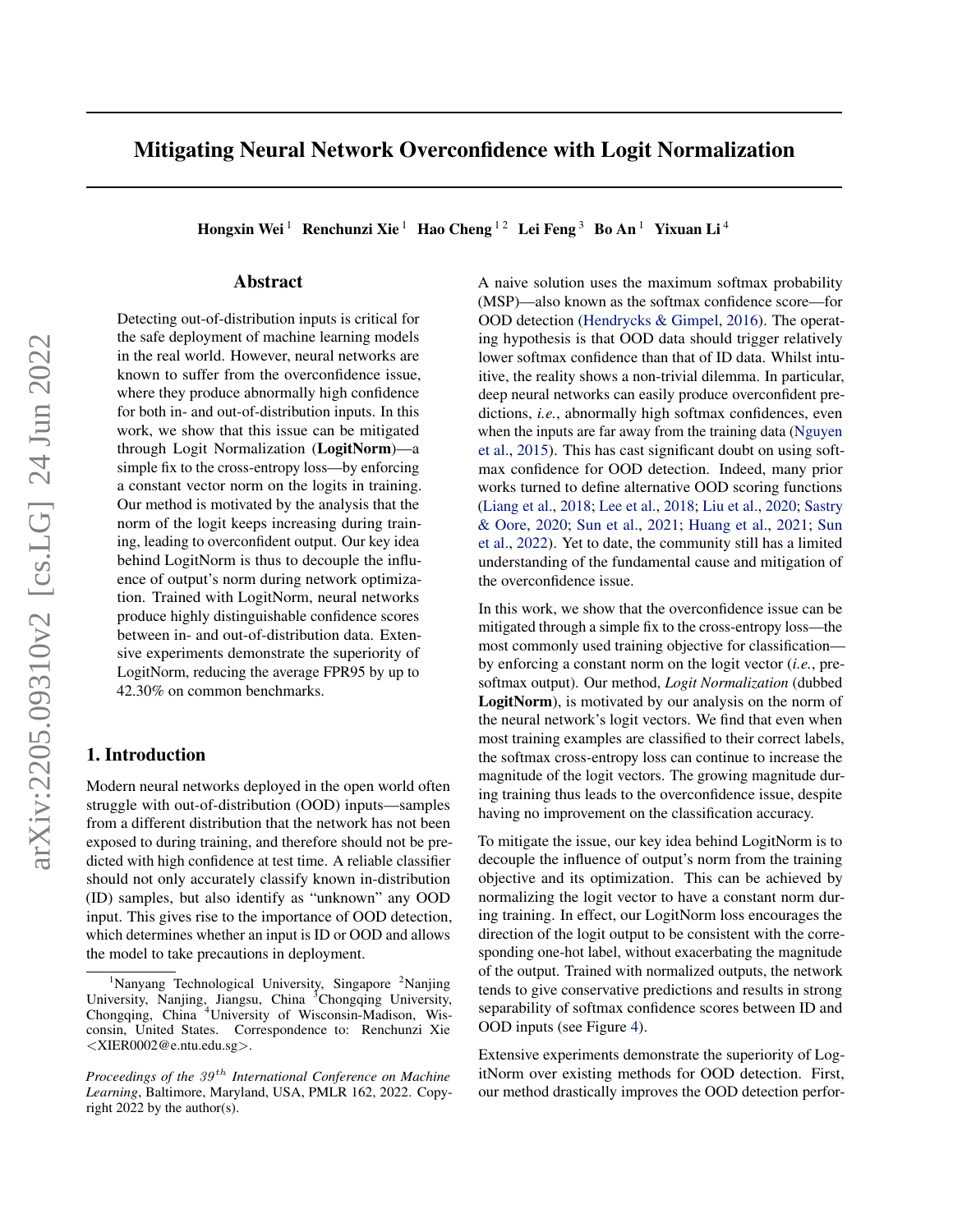# Mitigating Neural Network Overconfidence with Logit Normalization

**Hongxin Wei** [1] **Renchunzi Xie** [1] **Hao Cheng** [1,2] **Lei Feng** [3] **Bo An** [1] **Yixuan Li** [4]

## Abstract

Detecting out-of-distribution inputs is critical for the safe deployment of machine learning models in the real world. However, neural networks are known to suffer from the overconfidence issue, where they produce abnormally high confidence for both in- and out-of-distribution inputs. In this work, we show that this issue can be mitigated through Logit Normalization (**LogitNorm**)—a simple fix to the cross-entropy loss—by enforcing a constant vector norm on the logits in training. Our method is motivated by the analysis that the norm of the logit keeps increasing during training, leading to overconfident output. Our key idea behind LogitNorm is thus to decouple the influence of output's norm during network optimization. Trained with LogitNorm, neural networks produce highly distinguishable confidence scores between in- and out-of-distribution data. Extensive experiments demonstrate the superiority of LogitNorm, reducing the average FPR95 by up to 42.30% on common benchmarks.

## 1. Introduction

Modern neural networks deployed in the open world often struggle with out-of-distribution (OOD) inputs—samples from a different distribution that the network has not been exposed to during training, and therefore should not be predicted with high confidence at test time. A reliable classifier should not only accurately classify known in-distribution (ID) samples, but also identify as "unknown" any OOD input. This gives rise to the importance of OOD detection, which determines whether an input is ID or OOD and allows the model to take precautions in deployment.

A naive solution uses the maximum softmax probability (MSP)—also known as the softmax confidence score—for OOD detection (Hendrycks & Gimpel, 2016). The operating hypothesis is that OOD data should trigger relatively lower softmax confidence than that of ID data. Whilst intuitive, the reality shows a non-trivial dilemma. In particular, deep neural networks can easily produce overconfident predictions, *i.e.*, abnormally high softmax confidences, even when the inputs are far away from the training data (Nguyen et al., 2015). This has cast significant doubt on using softmax confidence for OOD detection. Indeed, many prior works turned to define alternative OOD scoring functions (Liang et al., 2018; Lee et al., 2018; Liu et al., 2020; Sastry & Oore, 2020; Sun et al., 2021; Huang et al., 2021; Sun et al., 2022). Yet to date, the community still has a limited understanding of the fundamental cause and mitigation of the overconfidence issue.

In this work, we show that the overconfidence issue can be mitigated through a simple fix to the cross-entropy loss—the most commonly used training objective for classification—by enforcing a constant norm on the logit vector (*i.e.*, pre-softmax output). Our method, *Logit Normalization* (dubbed **LogitNorm**), is motivated by our analysis on the norm of the neural network's logit vectors. We find that even when most training examples are classified to their correct labels, the softmax cross-entropy loss can continue to increase the magnitude of the logit vectors. The growing magnitude during training thus leads to the overconfidence issue, despite having no improvement on the classification accuracy.

To mitigate the issue, our key idea behind LogitNorm is to decouple the influence of output's norm from the training objective and its optimization. This can be achieved by normalizing the logit vector to have a constant norm during training. In effect, our LogitNorm loss encourages the direction of the logit output to be consistent with the corresponding one-hot label, without exacerbating the magnitude of the output. Trained with normalized outputs, the network tends to give conservative predictions and results in strong separability of softmax confidence scores between ID and OOD inputs (see Figure 4).

Extensive experiments demonstrate the superiority of LogitNorm over existing methods for OOD detection. First, our method drastically improves the OOD detection perfor-

---

[1] Nanyang Technological University, Singapore [2] Nanjing University, Nanjing, Jiangsu, China [3] Chongqing University, Chongqing, China [4] University of Wisconsin-Madison, Wisconsin, United States. Correspondence to: Renchunzi Xie <XIER0002@e.ntu.edu.sg>.

*Proceedings of the 39th International Conference on Machine Learning*, Baltimore, Maryland, USA, PMLR 162, 2022. Copyright 2022 by the author(s).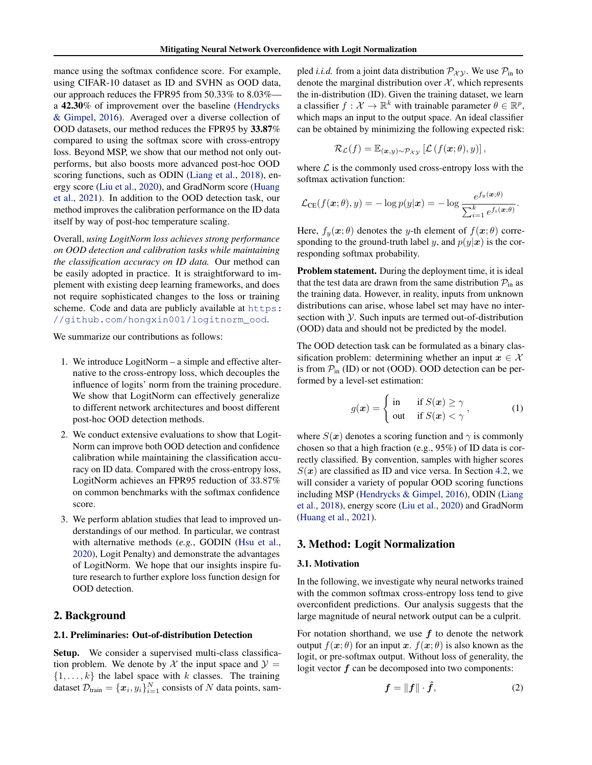mance using the softmax confidence score. For example, using CIFAR-10 dataset as ID and SVHN as OOD data, our approach reduces the FPR95 from 50.33% to 8.03%—a **42.30**% of improvement over the baseline (Hendrycks & Gimpel, 2016). Averaged over a diverse collection of OOD datasets, our method reduces the FPR95 by **33.87**% compared to using the softmax score with cross-entropy loss. Beyond MSP, we show that our method not only outperforms, but also boosts more advanced post-hoc OOD scoring functions, such as ODIN (Liang et al., 2018), energy score (Liu et al., 2020), and GradNorm score (Huang et al., 2021). In addition to the OOD detection task, our method improves the calibration performance on the ID data itself by way of post-hoc temperature scaling.

Overall, *using LogitNorm loss achieves strong performance on OOD detection and calibration tasks while maintaining the classification accuracy on ID data.* Our method can be easily adopted in practice. It is straightforward to implement with existing deep learning frameworks, and does not require sophisticated changes to the loss or training scheme. Code and data are publicly available at https://github.com/hongxin001/logitnorm_ood.

We summarize our contributions as follows:

1. We introduce LogitNorm – a simple and effective alternative to the cross-entropy loss, which decouples the influence of logits' norm from the training procedure. We show that LogitNorm can effectively generalize to different network architectures and boost different post-hoc OOD detection methods.
2. We conduct extensive evaluations to show that LogitNorm can improve both OOD detection and confidence calibration while maintaining the classification accuracy on ID data. Compared with the cross-entropy loss, LogitNorm achieves an FPR95 reduction of $33.87\%$ on common benchmarks with the softmax confidence score.
3. We perform ablation studies that lead to improved understandings of our method. In particular, we contrast with alternative methods (*e.g.*, GODIN (Hsu et al., 2020), Logit Penalty) and demonstrate the advantages of LogitNorm. We hope that our insights inspire future research to further explore loss function design for OOD detection.

## 2. Background

### 2.1. Preliminaries: Out-of-distribution Detection

**Setup.** We consider a supervised multi-class classification problem. We denote by $\mathcal{X}$ the input space and $\mathcal{Y} = \{1, \ldots, k\}$ the label space with $k$ classes. The training dataset $\mathcal{D}_{\text{train}} = \{\boldsymbol{x}_i, y_i\}_{i=1}^N$ consists of $N$ data points, sampled *i.i.d.* from a joint data distribution $\mathcal{P}_{\mathcal{X}\mathcal{Y}}$. We use $\mathcal{P}_{\text{in}}$ to denote the marginal distribution over $\mathcal{X}$, which represents the in-distribution (ID). Given the training dataset, we learn a classifier $f : \mathcal{X} \to \mathbb{R}^k$ with trainable parameter $\theta \in \mathbb{R}^p$, which maps an input to the output space. An ideal classifier can be obtained by minimizing the following expected risk:

$$\mathcal{R}_{\mathcal{L}}(f) = \mathbb{E}_{(\boldsymbol{x},y)\sim\mathcal{P}_{\mathcal{X}\mathcal{Y}}}\left[\mathcal{L}\left(f(\boldsymbol{x};\theta), y\right)\right],$$

where $\mathcal{L}$ is the commonly used cross-entropy loss with the softmax activation function:

$$\mathcal{L}_{\text{CE}}(f(\boldsymbol{x};\theta), y) = -\log p(y|\boldsymbol{x}) = -\log \frac{e^{f_y(\boldsymbol{x};\theta)}}{\sum_{i=1}^k e^{f_i(\boldsymbol{x};\theta)}}.$$

Here, $f_y(\boldsymbol{x};\theta)$ denotes the $y$-th element of $f(\boldsymbol{x};\theta)$ corresponding to the ground-truth label $y$, and $p(y|\boldsymbol{x})$ is the corresponding softmax probability.

**Problem statement.** During the deployment time, it is ideal that the test data are drawn from the same distribution $\mathcal{P}_{\text{in}}$ as the training data. However, in reality, inputs from unknown distributions can arise, whose label set may have no intersection with $\mathcal{Y}$. Such inputs are termed out-of-distribution (OOD) data and should not be predicted by the model.

The OOD detection task can be formulated as a binary classification problem: determining whether an input $\boldsymbol{x} \in \mathcal{X}$ is from $\mathcal{P}_{\text{in}}$ (ID) or not (OOD). OOD detection can be performed by a level-set estimation:

$$g(\boldsymbol{x}) = \begin{cases} \text{in} & \text{if } S(\boldsymbol{x}) \geq \gamma \\ \text{out} & \text{if } S(\boldsymbol{x}) < \gamma \end{cases}, \tag{1}$$

where $S(\boldsymbol{x})$ denotes a scoring function and $\gamma$ is commonly chosen so that a high fraction (e.g., 95%) of ID data is correctly classified. By convention, samples with higher scores $S(\boldsymbol{x})$ are classified as ID and vice versa. In Section 4.2, we will consider a variety of popular OOD scoring functions including MSP (Hendrycks & Gimpel, 2016), ODIN (Liang et al., 2018), energy score (Liu et al., 2020) and GradNorm (Huang et al., 2021).

## 3. Method: Logit Normalization

### 3.1. Motivation

In the following, we investigate why neural networks trained with the common softmax cross-entropy loss tend to give overconfident predictions. Our analysis suggests that the large magnitude of neural network output can be a culprit.

For notation shorthand, we use $\boldsymbol{f}$ to denote the network output $f(\boldsymbol{x};\theta)$ for an input $\boldsymbol{x}$. $f(\boldsymbol{x};\theta)$ is also known as the logit, or pre-softmax output. Without loss of generality, the logit vector $\boldsymbol{f}$ can be decomposed into two components:

$$\boldsymbol{f} = \|\boldsymbol{f}\| \cdot \hat{\boldsymbol{f}}, \tag{2}$$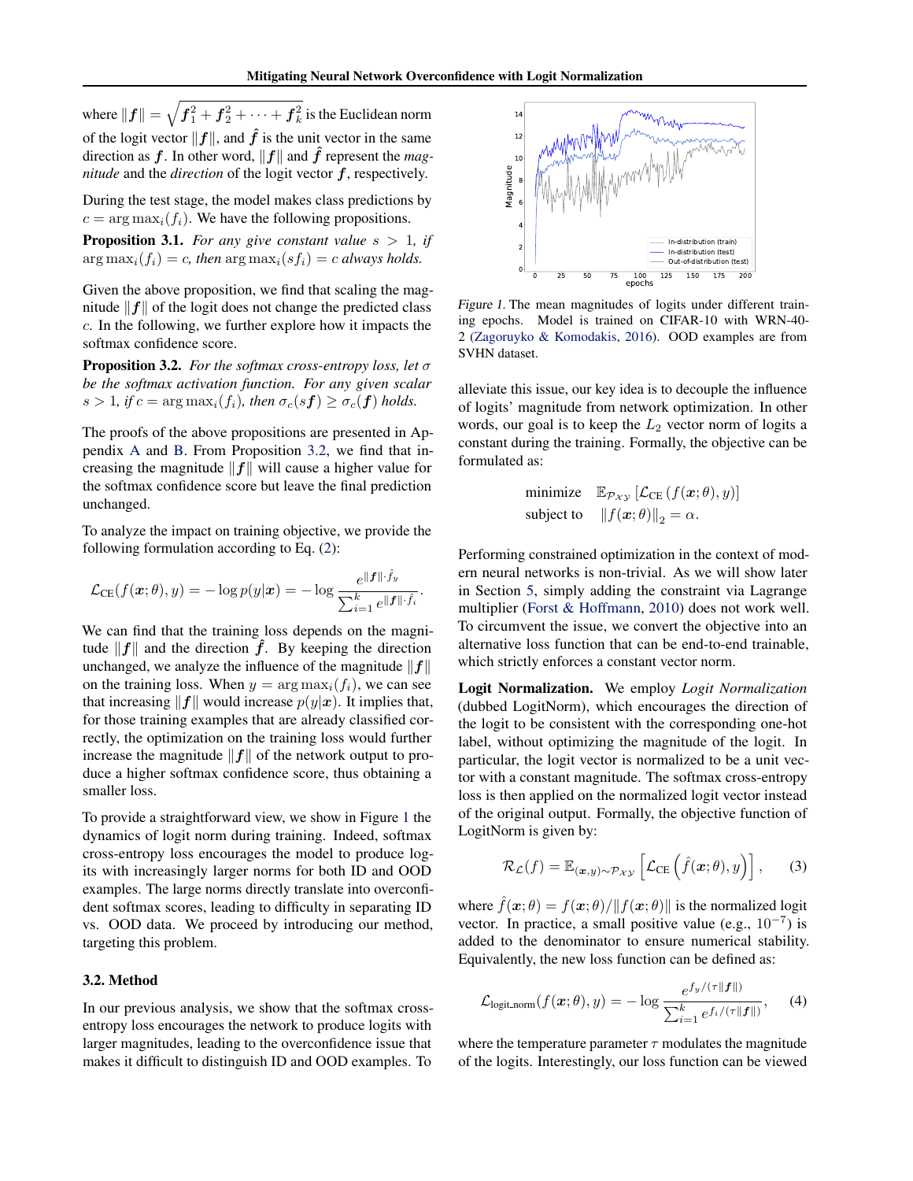where $\|\boldsymbol{f}\| = \sqrt{\boldsymbol{f}_1^2 + \boldsymbol{f}_2^2 + \cdots + \boldsymbol{f}_k^2}$ is the Euclidean norm of the logit vector $\|\boldsymbol{f}\|$, and $\hat{\boldsymbol{f}}$ is the unit vector in the same direction as $\boldsymbol{f}$. In other word, $\|\boldsymbol{f}\|$ and $\hat{\boldsymbol{f}}$ represent the *magnitude* and the *direction* of the logit vector $\boldsymbol{f}$, respectively.

During the test stage, the model makes class predictions by $c = \arg\max_i(f_i)$. We have the following propositions.

**Proposition 3.1.** *For any give constant value $s > 1$, if $\arg\max_i(f_i) = c$, then $\arg\max_i(sf_i) = c$ always holds.*

Given the above proposition, we find that scaling the magnitude $\|\boldsymbol{f}\|$ of the logit does not change the predicted class $c$. In the following, we further explore how it impacts the softmax confidence score.

**Proposition 3.2.** *For the softmax cross-entropy loss, let $\sigma$ be the softmax activation function. For any given scalar $s > 1$, if $c = \arg\max_i(f_i)$, then $\sigma_c(s\boldsymbol{f}) \geq \sigma_c(\boldsymbol{f})$ holds.*

The proofs of the above propositions are presented in Appendix A and B. From Proposition 3.2, we find that increasing the magnitude $\|\boldsymbol{f}\|$ will cause a higher value for the softmax confidence score but leave the final prediction unchanged.

To analyze the impact on training objective, we provide the following formulation according to Eq. (2):

$$\mathcal{L}_{\text{CE}}(f(\boldsymbol{x};\theta), y) = -\log p(y|\boldsymbol{x}) = -\log \frac{e^{\|\boldsymbol{f}\|\cdot \hat{f}_y}}{\sum_{i=1}^{k} e^{\|\boldsymbol{f}\|\cdot \hat{f}_i}}.$$

We can find that the training loss depends on the magnitude $\|\boldsymbol{f}\|$ and the direction $\hat{\boldsymbol{f}}$. By keeping the direction unchanged, we analyze the influence of the magnitude $\|\boldsymbol{f}\|$ on the training loss. When $y = \arg\max_i(f_i)$, we can see that increasing $\|\boldsymbol{f}\|$ would increase $p(y|\boldsymbol{x})$. It implies that, for those training examples that are already classified correctly, the optimization on the training loss would further increase the magnitude $\|\boldsymbol{f}\|$ of the network output to produce a higher softmax confidence score, thus obtaining a smaller loss.

To provide a straightforward view, we show in Figure 1 the dynamics of logit norm during training. Indeed, softmax cross-entropy loss encourages the model to produce logits with increasingly larger norms for both ID and OOD examples. The large norms directly translate into overconfident softmax scores, leading to difficulty in separating ID vs. OOD data. We proceed by introducing our method, targeting this problem.

### 3.2. Method

In our previous analysis, we show that the softmax cross-entropy loss encourages the network to produce logits with larger magnitudes, leading to the overconfidence issue that makes it difficult to distinguish ID and OOD examples. To alleviate this issue, our key idea is to decouple the influence of logits' magnitude from network optimization. In other words, our goal is to keep the $L_2$ vector norm of logits a constant during the training. Formally, the objective can be formulated as:

$$\begin{aligned} &\text{minimize} \quad \mathbb{E}_{\mathcal{P}_{\mathcal{XY}}}\left[\mathcal{L}_{\text{CE}}\left(f(\boldsymbol{x};\theta), y\right)\right] \\ &\text{subject to} \quad \|f(\boldsymbol{x};\theta)\|_2 = \alpha. \end{aligned}$$

Figure 1. The mean magnitudes of logits under different training epochs. Model is trained on CIFAR-10 with WRN-40-2 (Zagoruyko & Komodakis, 2016). OOD examples are from SVHN dataset.

Performing constrained optimization in the context of modern neural networks is non-trivial. As we will show later in Section 5, simply adding the constraint via Lagrange multiplier (Forst & Hoffmann, 2010) does not work well. To circumvent the issue, we convert the objective into an alternative loss function that can be end-to-end trainable, which strictly enforces a constant vector norm.

**Logit Normalization.** We employ *Logit Normalization* (dubbed LogitNorm), which encourages the direction of the logit to be consistent with the corresponding one-hot label, without optimizing the magnitude of the logit. In particular, the logit vector is normalized to be a unit vector with a constant magnitude. The softmax cross-entropy loss is then applied on the normalized logit vector instead of the original output. Formally, the objective function of LogitNorm is given by:

$$\mathcal{R}_{\mathcal{L}}(f) = \mathbb{E}_{(\boldsymbol{x},y)\sim\mathcal{P}_{\mathcal{XY}}}\left[\mathcal{L}_{\text{CE}}\left(\hat{f}(\boldsymbol{x};\theta), y\right)\right], \qquad (3)$$

where $\hat{f}(\boldsymbol{x};\theta) = f(\boldsymbol{x};\theta)/\|f(\boldsymbol{x};\theta)\|$ is the normalized logit vector. In practice, a small positive value (e.g., $10^{-7}$) is added to the denominator to ensure numerical stability. Equivalently, the new loss function can be defined as:

$$\mathcal{L}_{\text{logit\_norm}}(f(\boldsymbol{x};\theta), y) = -\log \frac{e^{f_y/(\tau\|\boldsymbol{f}\|)}}{\sum_{i=1}^{k} e^{f_i/(\tau\|\boldsymbol{f}\|)}}, \qquad (4)$$

where the temperature parameter $\tau$ modulates the magnitude of the logits. Interestingly, our loss function can be viewed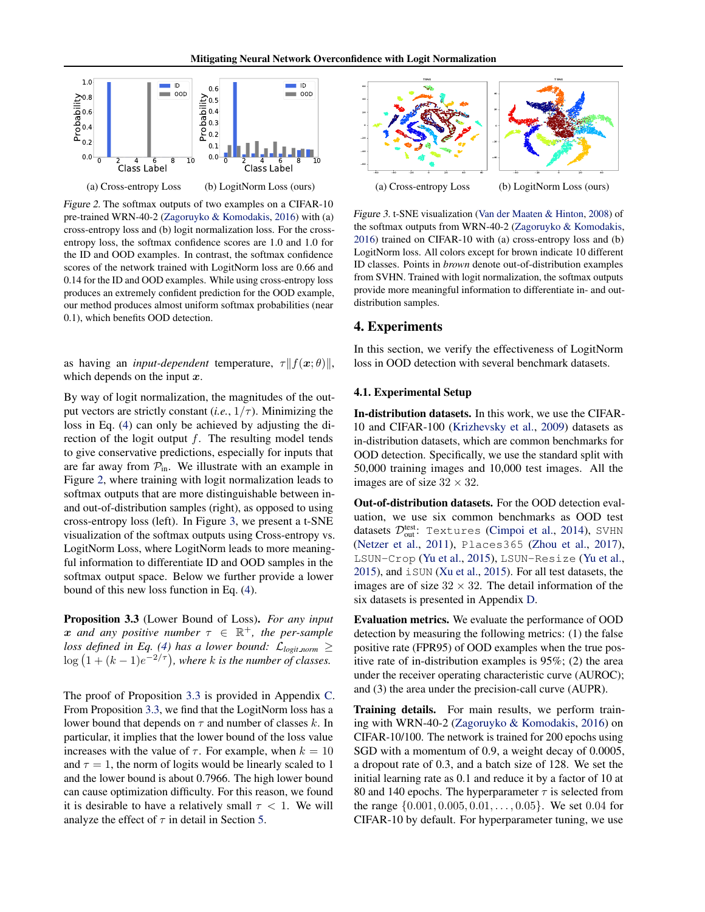(a) Cross-entropy Loss (b) LogitNorm Loss (ours)

*Figure 2.* The softmax outputs of two examples on a CIFAR-10 pre-trained WRN-40-2 (Zagoruyko & Komodakis, 2016) with (a) cross-entropy loss and (b) logit normalization loss. For the cross-entropy loss, the softmax confidence scores are 1.0 and 1.0 for the ID and OOD examples. In contrast, the softmax confidence scores of the network trained with LogitNorm loss are 0.66 and 0.14 for the ID and OOD examples. While using cross-entropy loss produces an extremely confident prediction for the OOD example, our method produces almost uniform softmax probabilities (near 0.1), which benefits OOD detection.

as having an *input-dependent* temperature, $\tau\|f(\boldsymbol{x};\theta)\|$, which depends on the input $\boldsymbol{x}$.

By way of logit normalization, the magnitudes of the output vectors are strictly constant (*i.e.*, $1/\tau$). Minimizing the loss in Eq. (4) can only be achieved by adjusting the direction of the logit output $f$. The resulting model tends to give conservative predictions, especially for inputs that are far away from $\mathcal{P}_{\text{in}}$. We illustrate with an example in Figure 2, where training with logit normalization leads to softmax outputs that are more distinguishable between in- and out-of-distribution samples (right), as opposed to using cross-entropy loss (left). In Figure 3, we present a t-SNE visualization of the softmax outputs using Cross-entropy vs. LogitNorm Loss, where LogitNorm leads to more meaningful information to differentiate ID and OOD samples in the softmax output space. Below we further provide a lower bound of this new loss function in Eq. (4).

**Proposition 3.3** (Lower Bound of Loss). *For any input $\boldsymbol{x}$ and any positive number $\tau \in \mathbb{R}^+$, the per-sample loss defined in Eq. (4) has a lower bound: $\mathcal{L}_{logit\_norm} \geq \log\left(1 + (k-1)e^{-2/\tau}\right)$, where $k$ is the number of classes.*

The proof of Proposition 3.3 is provided in Appendix C. From Proposition 3.3, we find that the LogitNorm loss has a lower bound that depends on $\tau$ and number of classes $k$. In particular, it implies that the lower bound of the loss value increases with the value of $\tau$. For example, when $k = 10$ and $\tau = 1$, the norm of logits would be linearly scaled to 1 and the lower bound is about 0.7966. The high lower bound can cause optimization difficulty. For this reason, we found it is desirable to have a relatively small $\tau < 1$. We will analyze the effect of $\tau$ in detail in Section 5.

(a) Cross-entropy Loss (b) LogitNorm Loss (ours)

*Figure 3.* t-SNE visualization (Van der Maaten & Hinton, 2008) of the softmax outputs from WRN-40-2 (Zagoruyko & Komodakis, 2016) trained on CIFAR-10 with (a) cross-entropy loss and (b) LogitNorm loss. All colors except for brown indicate 10 different ID classes. Points in *brown* denote out-of-distribution examples from SVHN. Trained with logit normalization, the softmax outputs provide more meaningful information to differentiate in- and out-distribution samples.

## 4. Experiments

In this section, we verify the effectiveness of LogitNorm loss in OOD detection with several benchmark datasets.

### 4.1. Experimental Setup

**In-distribution datasets.** In this work, we use the CIFAR-10 and CIFAR-100 (Krizhevsky et al., 2009) datasets as in-distribution datasets, which are common benchmarks for OOD detection. Specifically, we use the standard split with 50,000 training images and 10,000 test images. All the images are of size $32 \times 32$.

**Out-of-distribution datasets.** For the OOD detection evaluation, we use six common benchmarks as OOD test datasets $\mathcal{D}_{\text{out}}^{\text{test}}$: `Textures` (Cimpoi et al., 2014), `SVHN` (Netzer et al., 2011), `Places365` (Zhou et al., 2017), `LSUN-Crop` (Yu et al., 2015), `LSUN-Resize` (Yu et al., 2015), and `iSUN` (Xu et al., 2015). For all test datasets, the images are of size $32 \times 32$. The detail information of the six datasets is presented in Appendix D.

**Evaluation metrics.** We evaluate the performance of OOD detection by measuring the following metrics: (1) the false positive rate (FPR95) of OOD examples when the true positive rate of in-distribution examples is 95%; (2) the area under the receiver operating characteristic curve (AUROC); and (3) the area under the precision-call curve (AUPR).

**Training details.** For main results, we perform training with WRN-40-2 (Zagoruyko & Komodakis, 2016) on CIFAR-10/100. The network is trained for 200 epochs using SGD with a momentum of 0.9, a weight decay of 0.0005, a dropout rate of 0.3, and a batch size of 128. We set the initial learning rate as 0.1 and reduce it by a factor of 10 at 80 and 140 epochs. The hyperparameter $\tau$ is selected from the range $\{0.001, 0.005, 0.01, \dots, 0.05\}$. We set 0.04 for CIFAR-10 by default. For hyperparameter tuning, we use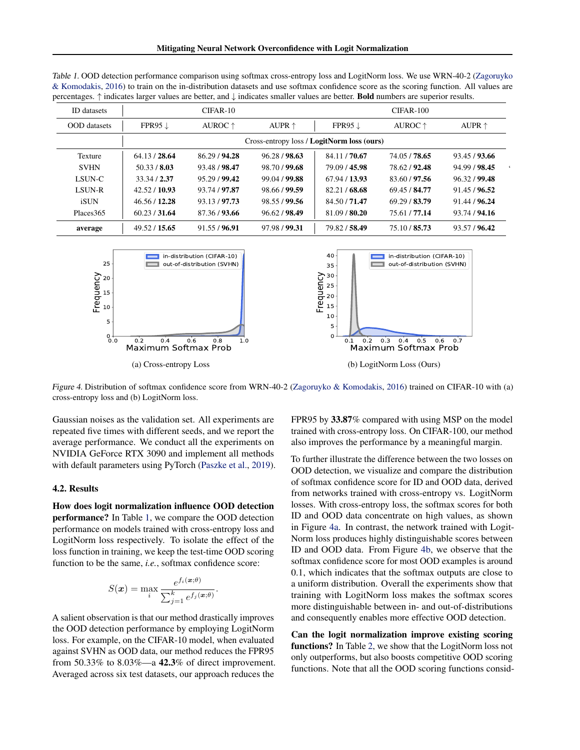Table 1. OOD detection performance comparison using softmax cross-entropy loss and LogitNorm loss. We use WRN-40-2 (Zagoruyko & Komodakis, 2016) to train on the in-distribution datasets and use softmax confidence score as the scoring function. All values are percentages. ↑ indicates larger values are better, and ↓ indicates smaller values are better. **Bold** numbers are superior results.

| ID datasets | CIFAR-10 | | | CIFAR-100 | | |
|---|---|---|---|---|---|---|
| OOD datasets | FPR95 ↓ | AUROC ↑ | AUPR ↑ | FPR95 ↓ | AUROC ↑ | AUPR ↑ |
| | Cross-entropy loss / **LogitNorm loss (ours)** | | | | | |
| Texture | 64.13 / **28.64** | 86.29 / **94.28** | 96.28 / **98.63** | 84.11 / **70.67** | 74.05 / **78.65** | 93.45 / **93.66** |
| SVHN | 50.33 / **8.03** | 93.48 / **98.47** | 98.70 / **99.68** | 79.09 / **45.98** | 78.62 / **92.48** | 94.99 / **98.45** |
| LSUN-C | 33.34 / **2.37** | 95.29 / **99.42** | 99.04 / **99.88** | 67.94 / **13.93** | 83.60 / **97.56** | 96.32 / **99.48** |
| LSUN-R | 42.52 / **10.93** | 93.74 / **97.87** | 98.66 / **99.59** | 82.21 / **68.68** | 69.45 / **84.77** | 91.45 / **96.52** |
| iSUN | 46.56 / **12.28** | 93.13 / **97.73** | 98.55 / **99.56** | 84.50 / **71.47** | 69.29 / **83.79** | 91.44 / **96.24** |
| Places365 | 60.23 / **31.64** | 87.36 / **93.66** | 96.62 / **98.49** | 81.09 / **80.20** | 75.61 / **77.14** | 93.74 / **94.16** |
| **average** | 49.52 / **15.65** | 91.55 / **96.91** | 97.98 / **99.31** | 79.82 / **58.49** | 75.10 / **85.73** | 93.57 / **96.42** |

(a) Cross-entropy Loss

(b) LogitNorm Loss (Ours)

Figure 4. Distribution of softmax confidence score from WRN-40-2 (Zagoruyko & Komodakis, 2016) trained on CIFAR-10 with (a) cross-entropy loss and (b) LogitNorm loss.

Gaussian noises as the validation set. All experiments are repeated five times with different seeds, and we report the average performance. We conduct all the experiments on NVIDIA GeForce RTX 3090 and implement all methods with default parameters using PyTorch (Paszke et al., 2019).

### 4.2. Results

**How does logit normalization influence OOD detection performance?** In Table 1, we compare the OOD detection performance on models trained with cross-entropy loss and LogitNorm loss respectively. To isolate the effect of the loss function in training, we keep the test-time OOD scoring function to be the same, *i.e.*, softmax confidence score:

$$S(\boldsymbol{x}) = \max_i \frac{e^{f_i(\boldsymbol{x};\theta)}}{\sum_{j=1}^{k} e^{f_j(\boldsymbol{x};\theta)}}.$$

A salient observation is that our method drastically improves the OOD detection performance by employing LogitNorm loss. For example, on the CIFAR-10 model, when evaluated against SVHN as OOD data, our method reduces the FPR95 from 50.33% to 8.03%—a **42.3**% of direct improvement. Averaged across six test datasets, our approach reduces the FPR95 by **33.87**% compared with using MSP on the model trained with cross-entropy loss. On CIFAR-100, our method also improves the performance by a meaningful margin.

To further illustrate the difference between the two losses on OOD detection, we visualize and compare the distribution of softmax confidence score for ID and OOD data, derived from networks trained with cross-entropy vs. LogitNorm losses. With cross-entropy loss, the softmax scores for both ID and OOD data concentrate on high values, as shown in Figure 4a. In contrast, the network trained with LogitNorm loss produces highly distinguishable scores between ID and OOD data. From Figure 4b, we observe that the softmax confidence score for most OOD examples is around 0.1, which indicates that the softmax outputs are close to a uniform distribution. Overall the experiments show that training with LogitNorm loss makes the softmax scores more distinguishable between in- and out-of-distributions and consequently enables more effective OOD detection.

**Can the logit normalization improve existing scoring functions?** In Table 2, we show that the LogitNorm loss not only outperforms, but also boosts competitive OOD scoring functions. Note that all the OOD scoring functions consid-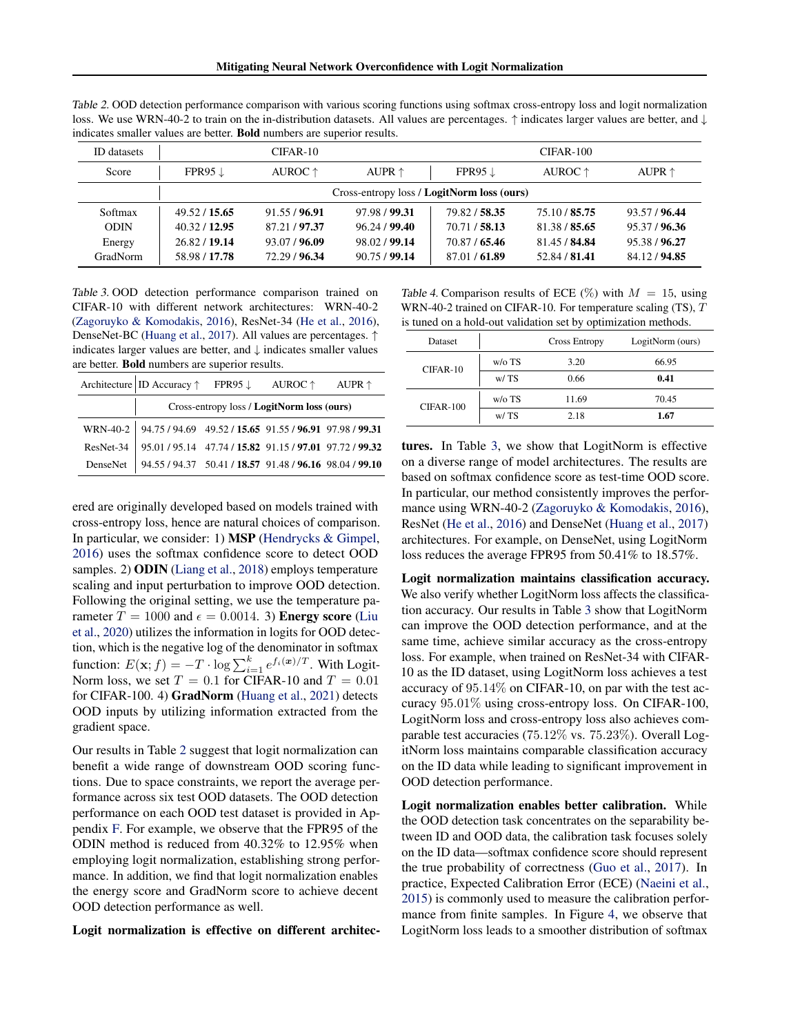Table 2. OOD detection performance comparison with various scoring functions using softmax cross-entropy loss and logit normalization loss. We use WRN-40-2 to train on the in-distribution datasets. All values are percentages. ↑ indicates larger values are better, and ↓ indicates smaller values are better. **Bold** numbers are superior results.

| ID datasets | CIFAR-10 | | | CIFAR-100 | | |
|---|---|---|---|---|---|---|
| Score | FPR95 ↓ | AUROC ↑ | AUPR ↑ | FPR95 ↓ | AUROC ↑ | AUPR ↑ |
| | Cross-entropy loss / **LogitNorm loss (ours)** | | | | | |
| Softmax | 49.52 / **15.65** | 91.55 / **96.91** | 97.98 / **99.31** | 79.82 / **58.35** | 75.10 / **85.75** | 93.57 / **96.44** |
| ODIN | 40.32 / **12.95** | 87.21 / **97.37** | 96.24 / **99.40** | 70.71 / **58.13** | 81.38 / **85.65** | 95.37 / **96.36** |
| Energy | 26.82 / **19.14** | 93.07 / **96.09** | 98.02 / **99.14** | 70.87 / **65.46** | 81.45 / **84.84** | 95.38 / **96.27** |
| GradNorm | 58.98 / **17.78** | 72.29 / **96.34** | 90.75 / **99.14** | 87.01 / **61.89** | 52.84 / **81.41** | 84.12 / **94.85** |

Table 3. OOD detection performance comparison trained on CIFAR-10 with different network architectures: WRN-40-2 (Zagoruyko & Komodakis, 2016), ResNet-34 (He et al., 2016), DenseNet-BC (Huang et al., 2017). All values are percentages. ↑ indicates larger values are better, and ↓ indicates smaller values are better. **Bold** numbers are superior results.

| Architecture | ID Accuracy ↑ | FPR95 ↓ | AUROC ↑ | AUPR ↑ |
|---|---|---|---|---|
| | Cross-entropy loss / **LogitNorm loss (ours)** | | | |
| WRN-40-2 | 94.75 / 94.69 | 49.52 / **15.65** | 91.55 / **96.91** | 97.98 / **99.31** |
| ResNet-34 | 95.01 / 95.14 | 47.74 / **15.82** | 91.15 / **97.01** | 97.72 / **99.32** |
| DenseNet | 94.55 / 94.37 | 50.41 / **18.57** | 91.48 / **96.16** | 98.04 / **99.10** |

ered are originally developed based on models trained with cross-entropy loss, hence are natural choices of comparison. In particular, we consider: 1) **MSP** (Hendrycks & Gimpel, 2016) uses the softmax confidence score to detect OOD samples. 2) **ODIN** (Liang et al., 2018) employs temperature scaling and input perturbation to improve OOD detection. Following the original setting, we use the temperature parameter $T = 1000$ and $\epsilon = 0.0014$. 3) **Energy score** (Liu et al., 2020) utilizes the information in logits for OOD detection, which is the negative log of the denominator in softmax function: $E(\mathbf{x}; f) = -T \cdot \log \sum_{i=1}^{k} e^{f_i(\boldsymbol{x})/T}$. With LogitNorm loss, we set $T = 0.1$ for CIFAR-10 and $T = 0.01$ for CIFAR-100. 4) **GradNorm** (Huang et al., 2021) detects OOD inputs by utilizing information extracted from the gradient space.

Our results in Table 2 suggest that logit normalization can benefit a wide range of downstream OOD scoring functions. Due to space constraints, we report the average performance across six test OOD datasets. The OOD detection performance on each OOD test dataset is provided in Appendix F. For example, we observe that the FPR95 of the ODIN method is reduced from 40.32% to 12.95% when employing logit normalization, establishing strong performance. In addition, we find that logit normalization enables the energy score and GradNorm score to achieve decent OOD detection performance as well.

**Logit normalization is effective on different architectures.** In Table 3, we show that LogitNorm is effective on a diverse range of model architectures. The results are based on softmax confidence score as test-time OOD score. In particular, our method consistently improves the performance using WRN-40-2 (Zagoruyko & Komodakis, 2016), ResNet (He et al., 2016) and DenseNet (Huang et al., 2017) architectures. For example, on DenseNet, using LogitNorm loss reduces the average FPR95 from 50.41% to 18.57%.

Table 4. Comparison results of ECE (%) with $M = 15$, using WRN-40-2 trained on CIFAR-10. For temperature scaling (TS), $T$ is tuned on a hold-out validation set by optimization methods.

| Dataset | | Cross Entropy | LogitNorm (ours) |
|---|---|---|---|
| CIFAR-10 | w/o TS | 3.20 | 66.95 |
| | w/ TS | 0.66 | **0.41** |
| CIFAR-100 | w/o TS | 11.69 | 70.45 |
| | w/ TS | 2.18 | **1.67** |

**Logit normalization maintains classification accuracy.** We also verify whether LogitNorm loss affects the classification accuracy. Our results in Table 3 show that LogitNorm can improve the OOD detection performance, and at the same time, achieve similar accuracy as the cross-entropy loss. For example, when trained on ResNet-34 with CIFAR-10 as the ID dataset, using LogitNorm loss achieves a test accuracy of 95.14% on CIFAR-10, on par with the test accuracy 95.01% using cross-entropy loss. On CIFAR-100, LogitNorm loss and cross-entropy loss also achieves comparable test accuracies (75.12% vs. 75.23%). Overall LogitNorm loss maintains comparable classification accuracy on the ID data while leading to significant improvement in OOD detection performance.

**Logit normalization enables better calibration.** While the OOD detection task concentrates on the separability between ID and OOD data, the calibration task focuses solely on the ID data—softmax confidence score should represent the true probability of correctness (Guo et al., 2017). In practice, Expected Calibration Error (ECE) (Naeini et al., 2015) is commonly used to measure the calibration performance from finite samples. In Figure 4, we observe that LogitNorm loss leads to a smoother distribution of softmax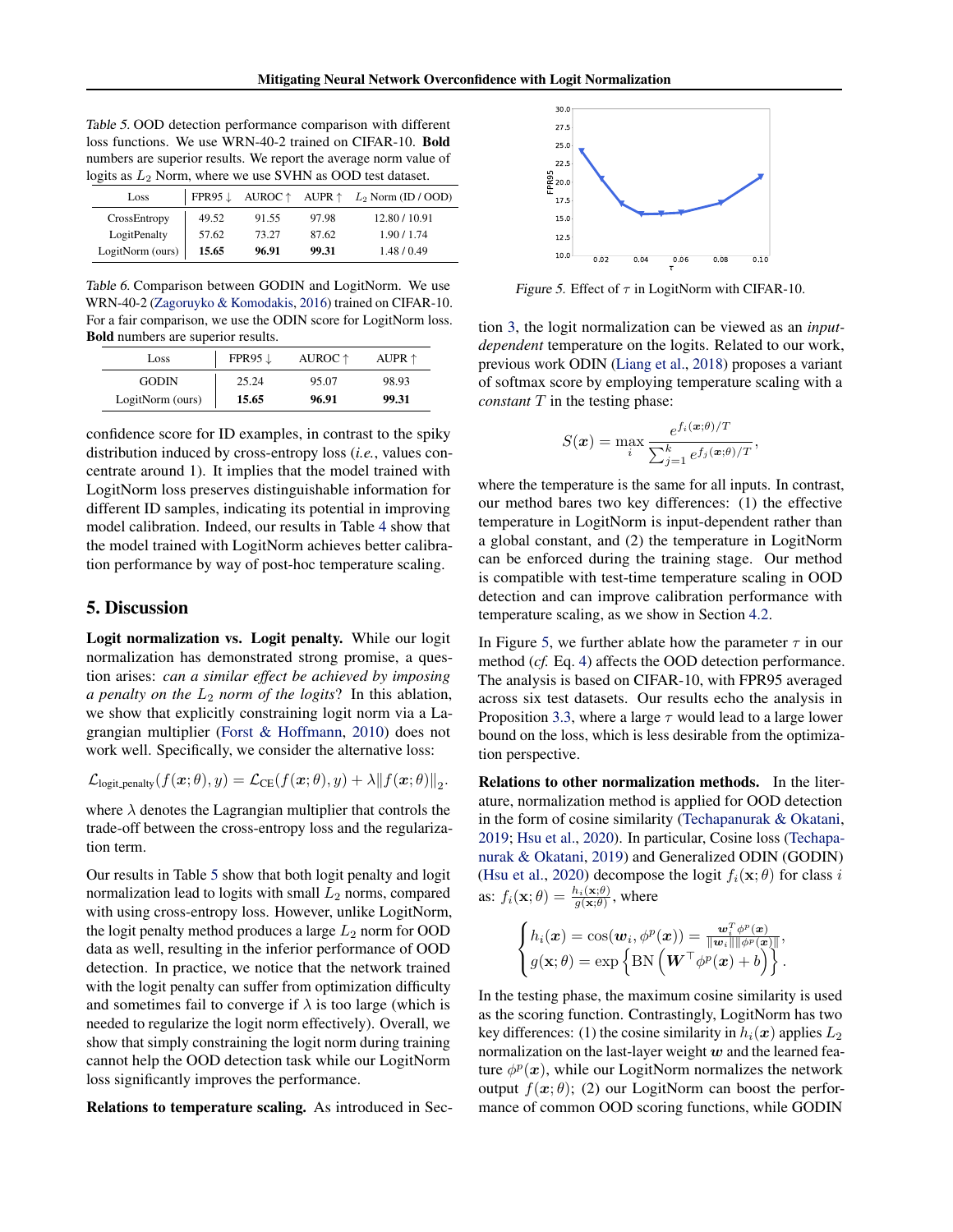Table 5. OOD detection performance comparison with different loss functions. We use WRN-40-2 trained on CIFAR-10. **Bold** numbers are superior results. We report the average norm value of logits as $L_2$ Norm, where we use SVHN as OOD test dataset.

| Loss | FPR95 ↓ | AUROC ↑ | AUPR ↑ | $L_2$ Norm (ID / OOD) |
|---|---|---|---|---|
| CrossEntropy | 49.52 | 91.55 | 97.98 | 12.80 / 10.91 |
| LogitPenalty | 57.62 | 73.27 | 87.62 | 1.90 / 1.74 |
| LogitNorm (ours) | **15.65** | **96.91** | **99.31** | 1.48 / 0.49 |

Table 6. Comparison between GODIN and LogitNorm. We use WRN-40-2 (Zagoruyko & Komodakis, 2016) trained on CIFAR-10. For a fair comparison, we use the ODIN score for LogitNorm loss. **Bold** numbers are superior results.

| Loss | FPR95 ↓ | AUROC ↑ | AUPR ↑ |
|---|---|---|---|
| GODIN | 25.24 | 95.07 | 98.93 |
| LogitNorm (ours) | **15.65** | **96.91** | **99.31** |

confidence score for ID examples, in contrast to the spiky distribution induced by cross-entropy loss (*i.e.*, values concentrate around 1). It implies that the model trained with LogitNorm loss preserves distinguishable information for different ID samples, indicating its potential in improving model calibration. Indeed, our results in Table 4 show that the model trained with LogitNorm achieves better calibration performance by way of post-hoc temperature scaling.

## 5. Discussion

**Logit normalization vs. Logit penalty.** While our logit normalization has demonstrated strong promise, a question arises: *can a similar effect be achieved by imposing a penalty on the $L_2$ norm of the logits*? In this ablation, we show that explicitly constraining logit norm via a Lagrangian multiplier (Forst & Hoffmann, 2010) does not work well. Specifically, we consider the alternative loss:

$$\mathcal{L}_{\text{logit\_penalty}}(f(\boldsymbol{x};\theta), y) = \mathcal{L}_{\text{CE}}(f(\boldsymbol{x};\theta), y) + \lambda\|f(\boldsymbol{x};\theta)\|_2.$$

where $\lambda$ denotes the Lagrangian multiplier that controls the trade-off between the cross-entropy loss and the regularization term.

Our results in Table 5 show that both logit penalty and logit normalization lead to logits with small $L_2$ norms, compared with using cross-entropy loss. However, unlike LogitNorm, the logit penalty method produces a large $L_2$ norm for OOD data as well, resulting in the inferior performance of OOD detection. In practice, we notice that the network trained with the logit penalty can suffer from optimization difficulty and sometimes fail to converge if $\lambda$ is too large (which is needed to regularize the logit norm effectively). Overall, we show that simply constraining the logit norm during training cannot help the OOD detection task while our LogitNorm loss significantly improves the performance.

**Relations to temperature scaling.** As introduced in Section 3, the logit normalization can be viewed as an *input-dependent* temperature on the logits. Related to our work, previous work ODIN (Liang et al., 2018) proposes a variant of softmax score by employing temperature scaling with a *constant* $T$ in the testing phase:

$$S(\boldsymbol{x}) = \max_i \frac{e^{f_i(\boldsymbol{x};\theta)/T}}{\sum_{j=1}^k e^{f_j(\boldsymbol{x};\theta)/T}},$$

where the temperature is the same for all inputs. In contrast, our method bares two key differences: (1) the effective temperature in LogitNorm is input-dependent rather than a global constant, and (2) the temperature in LogitNorm can be enforced during the training stage. Our method is compatible with test-time temperature scaling in OOD detection and can improve calibration performance with temperature scaling, as we show in Section 4.2.

Figure 5. Effect of $\tau$ in LogitNorm with CIFAR-10.

In Figure 5, we further ablate how the parameter $\tau$ in our method (*cf.* Eq. 4) affects the OOD detection performance. The analysis is based on CIFAR-10, with FPR95 averaged across six test datasets. Our results echo the analysis in Proposition 3.3, where a large $\tau$ would lead to a large lower bound on the loss, which is less desirable from the optimization perspective.

**Relations to other normalization methods.** In the literature, normalization method is applied for OOD detection in the form of cosine similarity (Techapanurak & Okatani, 2019; Hsu et al., 2020). In particular, Cosine loss (Techapanurak & Okatani, 2019) and Generalized ODIN (GODIN) (Hsu et al., 2020) decompose the logit $f_i(\mathbf{x};\theta)$ for class $i$ as: $f_i(\mathbf{x};\theta) = \frac{h_i(\mathbf{x};\theta)}{g(\mathbf{x};\theta)}$, where

$$\begin{cases} h_i(\boldsymbol{x}) = \cos(\boldsymbol{w}_i, \phi^p(\boldsymbol{x})) = \frac{\boldsymbol{w}_i^T \phi^p(\boldsymbol{x})}{\|\boldsymbol{w}_i\|\|\phi^p(\boldsymbol{x})\|}, \\ g(\mathbf{x};\theta) = \exp\left\{\text{BN}\left(\boldsymbol{W}^\top \phi^p(\boldsymbol{x}) + b\right)\right\}. \end{cases}$$

In the testing phase, the maximum cosine similarity is used as the scoring function. Contrastingly, LogitNorm has two key differences: (1) the cosine similarity in $h_i(\boldsymbol{x})$ applies $L_2$ normalization on the last-layer weight $\boldsymbol{w}$ and the learned feature $\phi^p(\boldsymbol{x})$, while our LogitNorm normalizes the network output $f(\boldsymbol{x};\theta)$; (2) our LogitNorm can boost the performance of common OOD scoring functions, while GODIN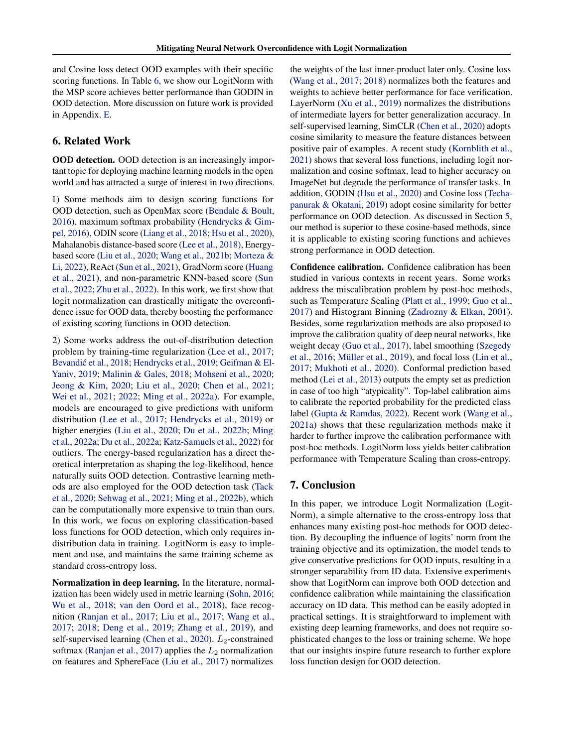and Cosine loss detect OOD examples with their specific scoring functions. In Table 6, we show our LogitNorm with the MSP score achieves better performance than GODIN in OOD detection. More discussion on future work is provided in Appendix. E.

## 6. Related Work

**OOD detection.** OOD detection is an increasingly important topic for deploying machine learning models in the open world and has attracted a surge of interest in two directions.

1) Some methods aim to design scoring functions for OOD detection, such as OpenMax score (Bendale & Boult, 2016), maximum softmax probability (Hendrycks & Gimpel, 2016), ODIN score (Liang et al., 2018; Hsu et al., 2020), Mahalanobis distance-based score (Lee et al., 2018), Energy-based score (Liu et al., 2020; Wang et al., 2021b; Morteza & Li, 2022), ReAct (Sun et al., 2021), GradNorm score (Huang et al., 2021), and non-parametric KNN-based score (Sun et al., 2022; Zhu et al., 2022). In this work, we first show that logit normalization can drastically mitigate the overconfidence issue for OOD data, thereby boosting the performance of existing scoring functions in OOD detection.

2) Some works address the out-of-distribution detection problem by training-time regularization (Lee et al., 2017; Bevandić et al., 2018; Hendrycks et al., 2019; Geifman & El-Yaniv, 2019; Malinin & Gales, 2018; Mohseni et al., 2020; Jeong & Kim, 2020; Liu et al., 2020; Chen et al., 2021; Wei et al., 2021; 2022; Ming et al., 2022a). For example, models are encouraged to give predictions with uniform distribution (Lee et al., 2017; Hendrycks et al., 2019) or higher energies (Liu et al., 2020; Du et al., 2022b; Ming et al., 2022a; Du et al., 2022a; Katz-Samuels et al., 2022) for outliers. The energy-based regularization has a direct theoretical interpretation as shaping the log-likelihood, hence naturally suits OOD detection. Contrastive learning methods are also employed for the OOD detection task (Tack et al., 2020; Sehwag et al., 2021; Ming et al., 2022b), which can be computationally more expensive to train than ours. In this work, we focus on exploring classification-based loss functions for OOD detection, which only requires in-distribution data in training. LogitNorm is easy to implement and use, and maintains the same training scheme as standard cross-entropy loss.

**Normalization in deep learning.** In the literature, normalization has been widely used in metric learning (Sohn, 2016; Wu et al., 2018; van den Oord et al., 2018), face recognition (Ranjan et al., 2017; Liu et al., 2017; Wang et al., 2017; 2018; Deng et al., 2019; Zhang et al., 2019), and self-supervised learning (Chen et al., 2020). $L_2$-constrained softmax (Ranjan et al., 2017) applies the $L_2$ normalization on features and SphereFace (Liu et al., 2017) normalizes the weights of the last inner-product later only. Cosine loss (Wang et al., 2017; 2018) normalizes both the features and weights to achieve better performance for face verification. LayerNorm (Xu et al., 2019) normalizes the distributions of intermediate layers for better generalization accuracy. In self-supervised learning, SimCLR (Chen et al., 2020) adopts cosine similarity to measure the feature distances between positive pair of examples. A recent study (Kornblith et al., 2021) shows that several loss functions, including logit normalization and cosine softmax, lead to higher accuracy on ImageNet but degrade the performance of transfer tasks. In addition, GODIN (Hsu et al., 2020) and Cosine loss (Techapanurak & Okatani, 2019) adopt cosine similarity for better performance on OOD detection. As discussed in Section 5, our method is superior to these cosine-based methods, since it is applicable to existing scoring functions and achieves strong performance in OOD detection.

**Confidence calibration.** Confidence calibration has been studied in various contexts in recent years. Some works address the miscalibration problem by post-hoc methods, such as Temperature Scaling (Platt et al., 1999; Guo et al., 2017) and Histogram Binning (Zadrozny & Elkan, 2001). Besides, some regularization methods are also proposed to improve the calibration quality of deep neural networks, like weight decay (Guo et al., 2017), label smoothing (Szegedy et al., 2016; Müller et al., 2019), and focal loss (Lin et al., 2017; Mukhoti et al., 2020). Conformal prediction based method (Lei et al., 2013) outputs the empty set as prediction in case of too high "atypicality". Top-label calibration aims to calibrate the reported probability for the predicted class label (Gupta & Ramdas, 2022). Recent work (Wang et al., 2021a) shows that these regularization methods make it harder to further improve the calibration performance with post-hoc methods. LogitNorm loss yields better calibration performance with Temperature Scaling than cross-entropy.

## 7. Conclusion

In this paper, we introduce Logit Normalization (LogitNorm), a simple alternative to the cross-entropy loss that enhances many existing post-hoc methods for OOD detection. By decoupling the influence of logits' norm from the training objective and its optimization, the model tends to give conservative predictions for OOD inputs, resulting in a stronger separability from ID data. Extensive experiments show that LogitNorm can improve both OOD detection and confidence calibration while maintaining the classification accuracy on ID data. This method can be easily adopted in practical settings. It is straightforward to implement with existing deep learning frameworks, and does not require sophisticated changes to the loss or training scheme. We hope that our insights inspire future research to further explore loss function design for OOD detection.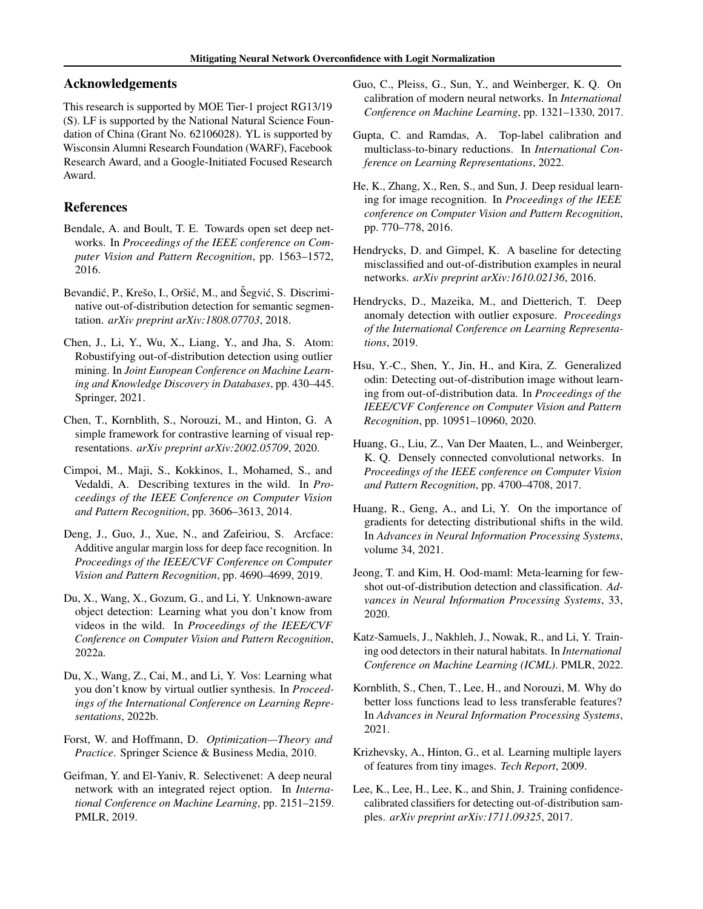## Acknowledgements

This research is supported by MOE Tier-1 project RG13/19 (S). LF is supported by the National Natural Science Foundation of China (Grant No. 62106028). YL is supported by Wisconsin Alumni Research Foundation (WARF), Facebook Research Award, and a Google-Initiated Focused Research Award.

## References

Bendale, A. and Boult, T. E. Towards open set deep networks. In *Proceedings of the IEEE conference on Computer Vision and Pattern Recognition*, pp. 1563–1572, 2016.

Bevandić, P., Krešo, I., Oršić, M., and Šegvić, S. Discriminative out-of-distribution detection for semantic segmentation. *arXiv preprint arXiv:1808.07703*, 2018.

Chen, J., Li, Y., Wu, X., Liang, Y., and Jha, S. Atom: Robustifying out-of-distribution detection using outlier mining. In *Joint European Conference on Machine Learning and Knowledge Discovery in Databases*, pp. 430–445. Springer, 2021.

Chen, T., Kornblith, S., Norouzi, M., and Hinton, G. A simple framework for contrastive learning of visual representations. *arXiv preprint arXiv:2002.05709*, 2020.

Cimpoi, M., Maji, S., Kokkinos, I., Mohamed, S., and Vedaldi, A. Describing textures in the wild. In *Proceedings of the IEEE Conference on Computer Vision and Pattern Recognition*, pp. 3606–3613, 2014.

Deng, J., Guo, J., Xue, N., and Zafeiriou, S. Arcface: Additive angular margin loss for deep face recognition. In *Proceedings of the IEEE/CVF Conference on Computer Vision and Pattern Recognition*, pp. 4690–4699, 2019.

Du, X., Wang, X., Gozum, G., and Li, Y. Unknown-aware object detection: Learning what you don't know from videos in the wild. In *Proceedings of the IEEE/CVF Conference on Computer Vision and Pattern Recognition*, 2022a.

Du, X., Wang, Z., Cai, M., and Li, Y. Vos: Learning what you don't know by virtual outlier synthesis. In *Proceedings of the International Conference on Learning Representations*, 2022b.

Forst, W. and Hoffmann, D. *Optimization—Theory and Practice*. Springer Science & Business Media, 2010.

Geifman, Y. and El-Yaniv, R. Selectivenet: A deep neural network with an integrated reject option. In *International Conference on Machine Learning*, pp. 2151–2159. PMLR, 2019.

Guo, C., Pleiss, G., Sun, Y., and Weinberger, K. Q. On calibration of modern neural networks. In *International Conference on Machine Learning*, pp. 1321–1330, 2017.

Gupta, C. and Ramdas, A. Top-label calibration and multiclass-to-binary reductions. In *International Conference on Learning Representations*, 2022.

He, K., Zhang, X., Ren, S., and Sun, J. Deep residual learning for image recognition. In *Proceedings of the IEEE conference on Computer Vision and Pattern Recognition*, pp. 770–778, 2016.

Hendrycks, D. and Gimpel, K. A baseline for detecting misclassified and out-of-distribution examples in neural networks. *arXiv preprint arXiv:1610.02136*, 2016.

Hendrycks, D., Mazeika, M., and Dietterich, T. Deep anomaly detection with outlier exposure. *Proceedings of the International Conference on Learning Representations*, 2019.

Hsu, Y.-C., Shen, Y., Jin, H., and Kira, Z. Generalized odin: Detecting out-of-distribution image without learning from out-of-distribution data. In *Proceedings of the IEEE/CVF Conference on Computer Vision and Pattern Recognition*, pp. 10951–10960, 2020.

Huang, G., Liu, Z., Van Der Maaten, L., and Weinberger, K. Q. Densely connected convolutional networks. In *Proceedings of the IEEE conference on Computer Vision and Pattern Recognition*, pp. 4700–4708, 2017.

Huang, R., Geng, A., and Li, Y. On the importance of gradients for detecting distributional shifts in the wild. In *Advances in Neural Information Processing Systems*, volume 34, 2021.

Jeong, T. and Kim, H. Ood-maml: Meta-learning for few-shot out-of-distribution detection and classification. *Advances in Neural Information Processing Systems*, 33, 2020.

Katz-Samuels, J., Nakhleh, J., Nowak, R., and Li, Y. Training ood detectors in their natural habitats. In *International Conference on Machine Learning (ICML)*. PMLR, 2022.

Kornblith, S., Chen, T., Lee, H., and Norouzi, M. Why do better loss functions lead to less transferable features? In *Advances in Neural Information Processing Systems*, 2021.

Krizhevsky, A., Hinton, G., et al. Learning multiple layers of features from tiny images. *Tech Report*, 2009.

Lee, K., Lee, H., Lee, K., and Shin, J. Training confidence-calibrated classifiers for detecting out-of-distribution samples. *arXiv preprint arXiv:1711.09325*, 2017.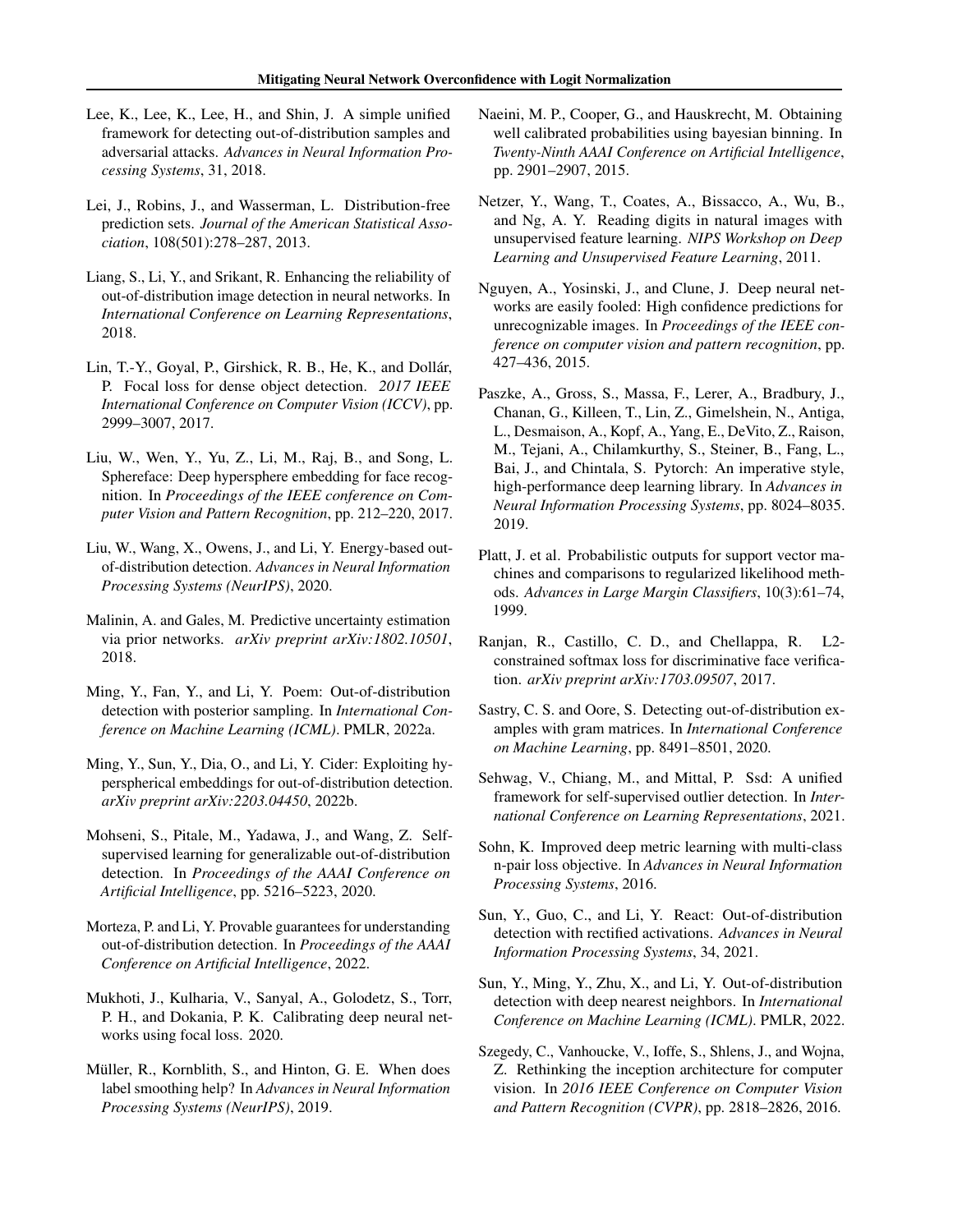Lee, K., Lee, K., Lee, H., and Shin, J. A simple unified framework for detecting out-of-distribution samples and adversarial attacks. *Advances in Neural Information Processing Systems*, 31, 2018.

Lei, J., Robins, J., and Wasserman, L. Distribution-free prediction sets. *Journal of the American Statistical Association*, 108(501):278–287, 2013.

Liang, S., Li, Y., and Srikant, R. Enhancing the reliability of out-of-distribution image detection in neural networks. In *International Conference on Learning Representations*, 2018.

Lin, T.-Y., Goyal, P., Girshick, R. B., He, K., and Dollár, P. Focal loss for dense object detection. *2017 IEEE International Conference on Computer Vision (ICCV)*, pp. 2999–3007, 2017.

Liu, W., Wen, Y., Yu, Z., Li, M., Raj, B., and Song, L. Sphereface: Deep hypersphere embedding for face recognition. In *Proceedings of the IEEE conference on Computer Vision and Pattern Recognition*, pp. 212–220, 2017.

Liu, W., Wang, X., Owens, J., and Li, Y. Energy-based out-of-distribution detection. *Advances in Neural Information Processing Systems (NeurIPS)*, 2020.

Malinin, A. and Gales, M. Predictive uncertainty estimation via prior networks. *arXiv preprint arXiv:1802.10501*, 2018.

Ming, Y., Fan, Y., and Li, Y. Poem: Out-of-distribution detection with posterior sampling. In *International Conference on Machine Learning (ICML)*. PMLR, 2022a.

Ming, Y., Sun, Y., Dia, O., and Li, Y. Cider: Exploiting hyperspherical embeddings for out-of-distribution detection. *arXiv preprint arXiv:2203.04450*, 2022b.

Mohseni, S., Pitale, M., Yadawa, J., and Wang, Z. Self-supervised learning for generalizable out-of-distribution detection. In *Proceedings of the AAAI Conference on Artificial Intelligence*, pp. 5216–5223, 2020.

Morteza, P. and Li, Y. Provable guarantees for understanding out-of-distribution detection. In *Proceedings of the AAAI Conference on Artificial Intelligence*, 2022.

Mukhoti, J., Kulharia, V., Sanyal, A., Golodetz, S., Torr, P. H., and Dokania, P. K. Calibrating deep neural networks using focal loss. 2020.

Müller, R., Kornblith, S., and Hinton, G. E. When does label smoothing help? In *Advances in Neural Information Processing Systems (NeurIPS)*, 2019.

Naeini, M. P., Cooper, G., and Hauskrecht, M. Obtaining well calibrated probabilities using bayesian binning. In *Twenty-Ninth AAAI Conference on Artificial Intelligence*, pp. 2901–2907, 2015.

Netzer, Y., Wang, T., Coates, A., Bissacco, A., Wu, B., and Ng, A. Y. Reading digits in natural images with unsupervised feature learning. *NIPS Workshop on Deep Learning and Unsupervised Feature Learning*, 2011.

Nguyen, A., Yosinski, J., and Clune, J. Deep neural networks are easily fooled: High confidence predictions for unrecognizable images. In *Proceedings of the IEEE conference on computer vision and pattern recognition*, pp. 427–436, 2015.

Paszke, A., Gross, S., Massa, F., Lerer, A., Bradbury, J., Chanan, G., Killeen, T., Lin, Z., Gimelshein, N., Antiga, L., Desmaison, A., Kopf, A., Yang, E., DeVito, Z., Raison, M., Tejani, A., Chilamkurthy, S., Steiner, B., Fang, L., Bai, J., and Chintala, S. Pytorch: An imperative style, high-performance deep learning library. In *Advances in Neural Information Processing Systems*, pp. 8024–8035. 2019.

Platt, J. et al. Probabilistic outputs for support vector machines and comparisons to regularized likelihood methods. *Advances in Large Margin Classifiers*, 10(3):61–74, 1999.

Ranjan, R., Castillo, C. D., and Chellappa, R. L2-constrained softmax loss for discriminative face verification. *arXiv preprint arXiv:1703.09507*, 2017.

Sastry, C. S. and Oore, S. Detecting out-of-distribution examples with gram matrices. In *International Conference on Machine Learning*, pp. 8491–8501, 2020.

Sehwag, V., Chiang, M., and Mittal, P. Ssd: A unified framework for self-supervised outlier detection. In *International Conference on Learning Representations*, 2021.

Sohn, K. Improved deep metric learning with multi-class n-pair loss objective. In *Advances in Neural Information Processing Systems*, 2016.

Sun, Y., Guo, C., and Li, Y. React: Out-of-distribution detection with rectified activations. *Advances in Neural Information Processing Systems*, 34, 2021.

Sun, Y., Ming, Y., Zhu, X., and Li, Y. Out-of-distribution detection with deep nearest neighbors. In *International Conference on Machine Learning (ICML)*. PMLR, 2022.

Szegedy, C., Vanhoucke, V., Ioffe, S., Shlens, J., and Wojna, Z. Rethinking the inception architecture for computer vision. In *2016 IEEE Conference on Computer Vision and Pattern Recognition (CVPR)*, pp. 2818–2826, 2016.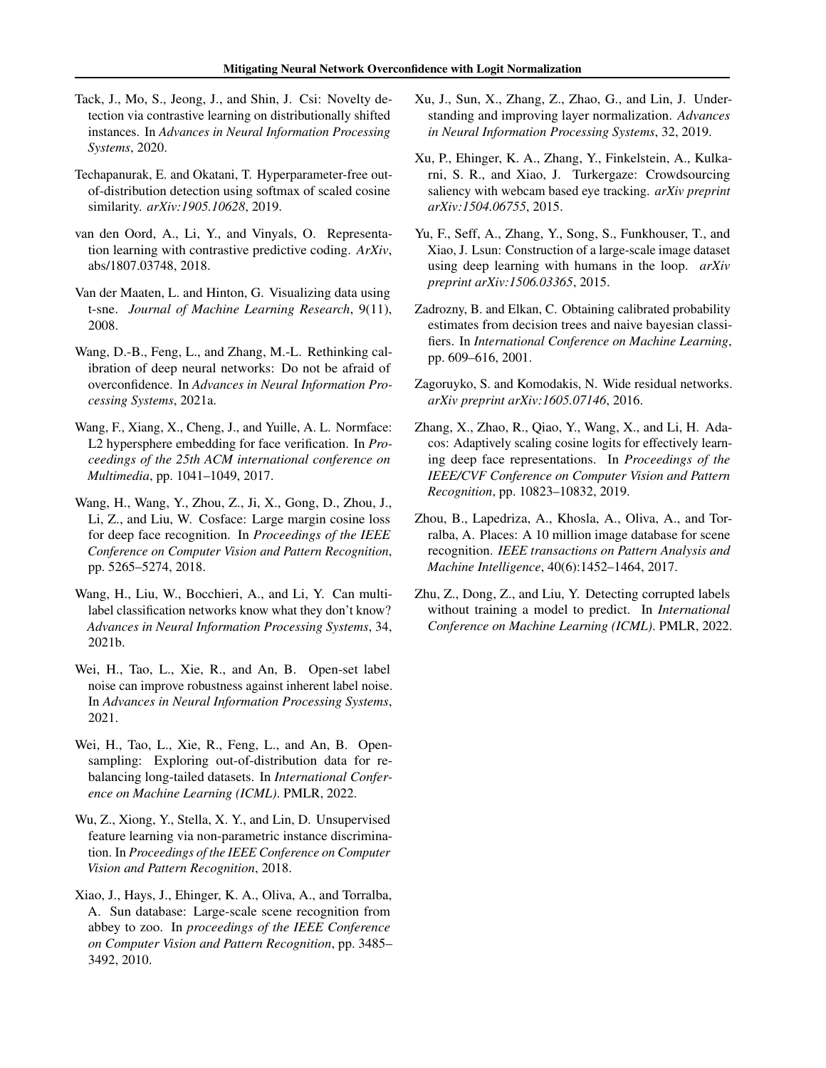Tack, J., Mo, S., Jeong, J., and Shin, J. Csi: Novelty detection via contrastive learning on distributionally shifted instances. In *Advances in Neural Information Processing Systems*, 2020.

Techapanurak, E. and Okatani, T. Hyperparameter-free out-of-distribution detection using softmax of scaled cosine similarity. *arXiv:1905.10628*, 2019.

van den Oord, A., Li, Y., and Vinyals, O. Representation learning with contrastive predictive coding. *ArXiv*, abs/1807.03748, 2018.

Van der Maaten, L. and Hinton, G. Visualizing data using t-sne. *Journal of Machine Learning Research*, 9(11), 2008.

Wang, D.-B., Feng, L., and Zhang, M.-L. Rethinking calibration of deep neural networks: Do not be afraid of overconfidence. In *Advances in Neural Information Processing Systems*, 2021a.

Wang, F., Xiang, X., Cheng, J., and Yuille, A. L. Normface: L2 hypersphere embedding for face verification. In *Proceedings of the 25th ACM international conference on Multimedia*, pp. 1041–1049, 2017.

Wang, H., Wang, Y., Zhou, Z., Ji, X., Gong, D., Zhou, J., Li, Z., and Liu, W. Cosface: Large margin cosine loss for deep face recognition. In *Proceedings of the IEEE Conference on Computer Vision and Pattern Recognition*, pp. 5265–5274, 2018.

Wang, H., Liu, W., Bocchieri, A., and Li, Y. Can multi-label classification networks know what they don't know? *Advances in Neural Information Processing Systems*, 34, 2021b.

Wei, H., Tao, L., Xie, R., and An, B. Open-set label noise can improve robustness against inherent label noise. In *Advances in Neural Information Processing Systems*, 2021.

Wei, H., Tao, L., Xie, R., Feng, L., and An, B. Open-sampling: Exploring out-of-distribution data for re-balancing long-tailed datasets. In *International Conference on Machine Learning (ICML)*. PMLR, 2022.

Wu, Z., Xiong, Y., Stella, X. Y., and Lin, D. Unsupervised feature learning via non-parametric instance discrimination. In *Proceedings of the IEEE Conference on Computer Vision and Pattern Recognition*, 2018.

Xiao, J., Hays, J., Ehinger, K. A., Oliva, A., and Torralba, A. Sun database: Large-scale scene recognition from abbey to zoo. In *proceedings of the IEEE Conference on Computer Vision and Pattern Recognition*, pp. 3485–3492, 2010.

Xu, J., Sun, X., Zhang, Z., Zhao, G., and Lin, J. Understanding and improving layer normalization. *Advances in Neural Information Processing Systems*, 32, 2019.

Xu, P., Ehinger, K. A., Zhang, Y., Finkelstein, A., Kulkarni, S. R., and Xiao, J. Turkergaze: Crowdsourcing saliency with webcam based eye tracking. *arXiv preprint arXiv:1504.06755*, 2015.

Yu, F., Seff, A., Zhang, Y., Song, S., Funkhouser, T., and Xiao, J. Lsun: Construction of a large-scale image dataset using deep learning with humans in the loop. *arXiv preprint arXiv:1506.03365*, 2015.

Zadrozny, B. and Elkan, C. Obtaining calibrated probability estimates from decision trees and naive bayesian classifiers. In *International Conference on Machine Learning*, pp. 609–616, 2001.

Zagoruyko, S. and Komodakis, N. Wide residual networks. *arXiv preprint arXiv:1605.07146*, 2016.

Zhang, X., Zhao, R., Qiao, Y., Wang, X., and Li, H. Adacos: Adaptively scaling cosine logits for effectively learning deep face representations. In *Proceedings of the IEEE/CVF Conference on Computer Vision and Pattern Recognition*, pp. 10823–10832, 2019.

Zhou, B., Lapedriza, A., Khosla, A., Oliva, A., and Torralba, A. Places: A 10 million image database for scene recognition. *IEEE transactions on Pattern Analysis and Machine Intelligence*, 40(6):1452–1464, 2017.

Zhu, Z., Dong, Z., and Liu, Y. Detecting corrupted labels without training a model to predict. In *International Conference on Machine Learning (ICML)*. PMLR, 2022.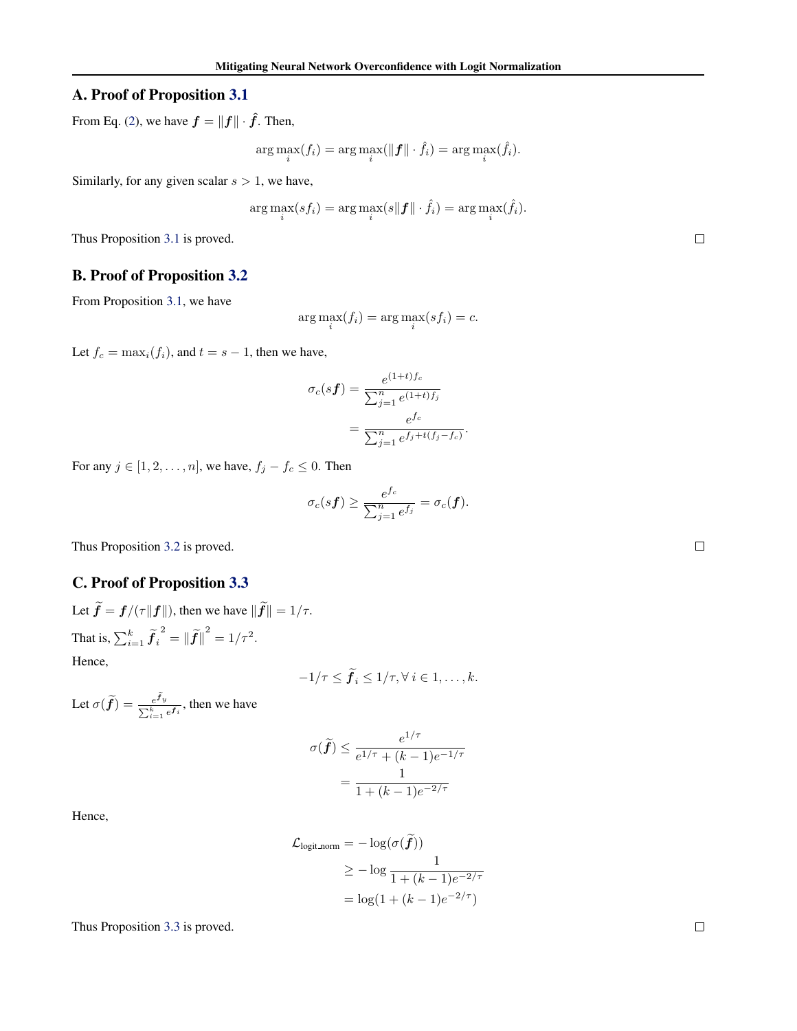## A. Proof of Proposition 3.1

From Eq. (2), we have $\boldsymbol{f} = \|\boldsymbol{f}\| \cdot \hat{\boldsymbol{f}}$. Then,

$$\arg\max_i(f_i) = \arg\max_i(\|\boldsymbol{f}\| \cdot \hat{f}_i) = \arg\max_i(\hat{f}_i).$$

Similarly, for any given scalar $s > 1$, we have,

$$\arg\max_i(sf_i) = \arg\max_i(s\|\boldsymbol{f}\| \cdot \hat{f}_i) = \arg\max_i(\hat{f}_i).$$

Thus Proposition 3.1 is proved. □

## B. Proof of Proposition 3.2

From Proposition 3.1, we have

$$\arg\max_i(f_i) = \arg\max_i(sf_i) = c.$$

Let $f_c = \max_i(f_i)$, and $t = s - 1$, then we have,

$$\begin{aligned}
\sigma_c(s\boldsymbol{f}) &= \frac{e^{(1+t)f_c}}{\sum_{j=1}^{n} e^{(1+t)f_j}} \\
&= \frac{e^{f_c}}{\sum_{j=1}^{n} e^{f_j + t(f_j - f_c)}}.
\end{aligned}$$

For any $j \in [1, 2, \ldots, n]$, we have, $f_j - f_c \leq 0$. Then

$$\sigma_c(s\boldsymbol{f}) \geq \frac{e^{f_c}}{\sum_{j=1}^{n} e^{f_j}} = \sigma_c(\boldsymbol{f}).$$

Thus Proposition 3.2 is proved. □

## C. Proof of Proposition 3.3

Let $\widetilde{\boldsymbol{f}} = \boldsymbol{f}/(\tau\|\boldsymbol{f}\|)$, then we have $\|\widetilde{\boldsymbol{f}}\| = 1/\tau$.

That is, $\sum_{i=1}^{k} \widetilde{\boldsymbol{f}}_i^{\,2} = \|\widetilde{\boldsymbol{f}}\|^2 = 1/\tau^2$.

Hence,

$$-1/\tau \leq \widetilde{\boldsymbol{f}}_i \leq 1/\tau, \forall\, i \in 1, \ldots, k.$$

Let $\sigma(\widetilde{\boldsymbol{f}}) = \frac{e^{\tilde{f}_y}}{\sum_{i=1}^{k} e^{\tilde{f}_i}}$, then we have

$$\begin{aligned}
\sigma(\widetilde{\boldsymbol{f}}) &\leq \frac{e^{1/\tau}}{e^{1/\tau} + (k-1)e^{-1/\tau}} \\
&= \frac{1}{1 + (k-1)e^{-2/\tau}}
\end{aligned}$$

Hence,

$$\begin{aligned}
\mathcal{L}_{\text{logit\_norm}} &= -\log(\sigma(\widetilde{\boldsymbol{f}})) \\
&\geq -\log \frac{1}{1 + (k-1)e^{-2/\tau}} \\
&= \log(1 + (k-1)e^{-2/\tau})
\end{aligned}$$

Thus Proposition 3.3 is proved. □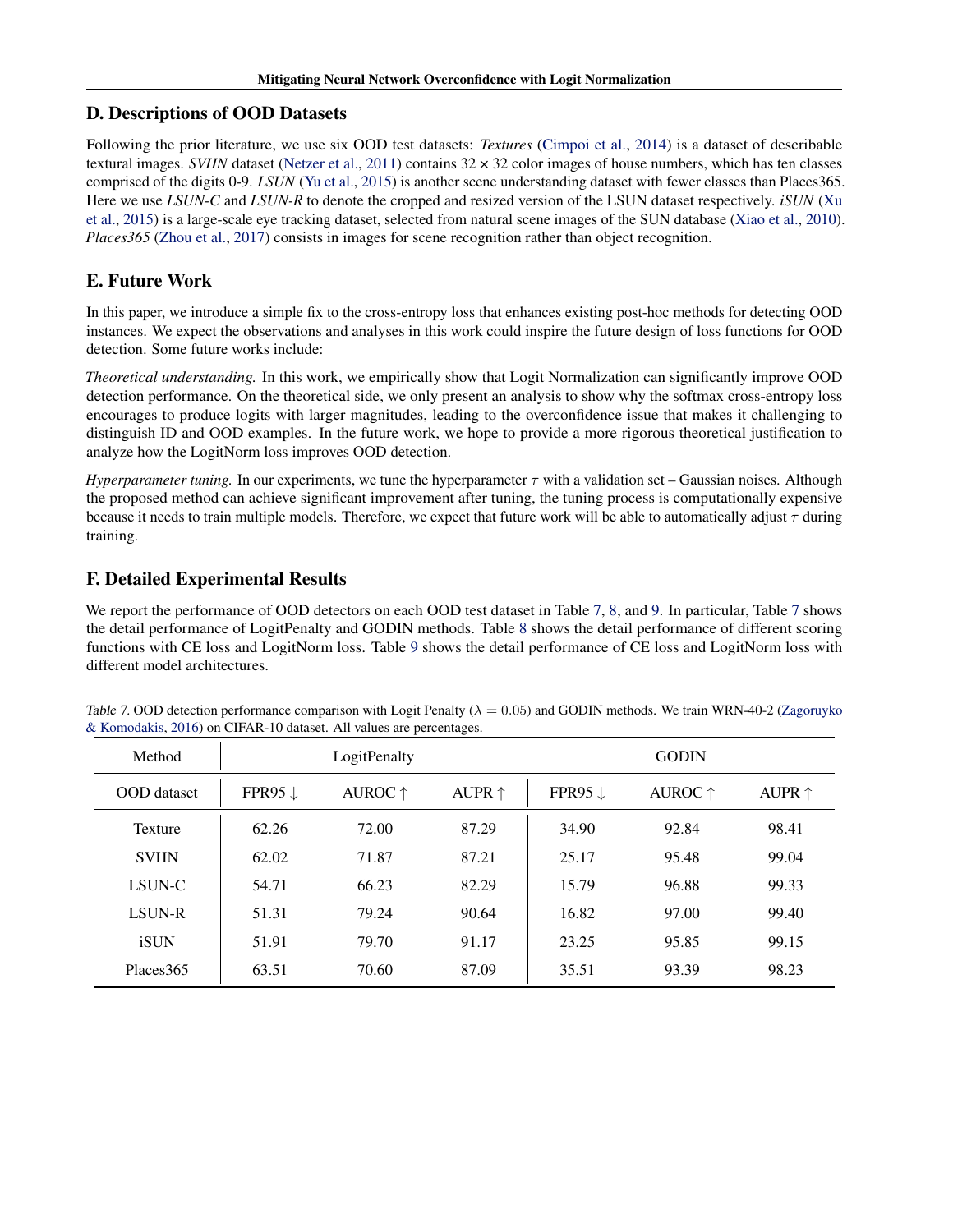## D. Descriptions of OOD Datasets

Following the prior literature, we use six OOD test datasets: *Textures* (Cimpoi et al., 2014) is a dataset of describable textural images. *SVHN* dataset (Netzer et al., 2011) contains 32 × 32 color images of house numbers, which has ten classes comprised of the digits 0-9. *LSUN* (Yu et al., 2015) is another scene understanding dataset with fewer classes than Places365. Here we use *LSUN-C* and *LSUN-R* to denote the cropped and resized version of the LSUN dataset respectively. *iSUN* (Xu et al., 2015) is a large-scale eye tracking dataset, selected from natural scene images of the SUN database (Xiao et al., 2010). *Places365* (Zhou et al., 2017) consists in images for scene recognition rather than object recognition.

## E. Future Work

In this paper, we introduce a simple fix to the cross-entropy loss that enhances existing post-hoc methods for detecting OOD instances. We expect the observations and analyses in this work could inspire the future design of loss functions for OOD detection. Some future works include:

*Theoretical understanding.* In this work, we empirically show that Logit Normalization can significantly improve OOD detection performance. On the theoretical side, we only present an analysis to show why the softmax cross-entropy loss encourages to produce logits with larger magnitudes, leading to the overconfidence issue that makes it challenging to distinguish ID and OOD examples. In the future work, we hope to provide a more rigorous theoretical justification to analyze how the LogitNorm loss improves OOD detection.

*Hyperparameter tuning.* In our experiments, we tune the hyperparameter $\tau$ with a validation set – Gaussian noises. Although the proposed method can achieve significant improvement after tuning, the tuning process is computationally expensive because it needs to train multiple models. Therefore, we expect that future work will be able to automatically adjust $\tau$ during training.

## F. Detailed Experimental Results

We report the performance of OOD detectors on each OOD test dataset in Table 7, 8, and 9. In particular, Table 7 shows the detail performance of LogitPenalty and GODIN methods. Table 8 shows the detail performance of different scoring functions with CE loss and LogitNorm loss. Table 9 shows the detail performance of CE loss and LogitNorm loss with different model architectures.

*Table 7.* OOD detection performance comparison with Logit Penalty ($\lambda = 0.05$) and GODIN methods. We train WRN-40-2 (Zagoruyko & Komodakis, 2016) on CIFAR-10 dataset. All values are percentages.

| Method | LogitPenalty | | | GODIN | | |
|---|---|---|---|---|---|---|
| OOD dataset | FPR95 ↓ | AUROC ↑ | AUPR ↑ | FPR95 ↓ | AUROC ↑ | AUPR ↑ |
| Texture | 62.26 | 72.00 | 87.29 | 34.90 | 92.84 | 98.41 |
| SVHN | 62.02 | 71.87 | 87.21 | 25.17 | 95.48 | 99.04 |
| LSUN-C | 54.71 | 66.23 | 82.29 | 15.79 | 96.88 | 99.33 |
| LSUN-R | 51.31 | 79.24 | 90.64 | 16.82 | 97.00 | 99.40 |
| iSUN | 51.91 | 79.70 | 91.17 | 23.25 | 95.85 | 99.15 |
| Places365 | 63.51 | 70.60 | 87.09 | 35.51 | 93.39 | 98.23 |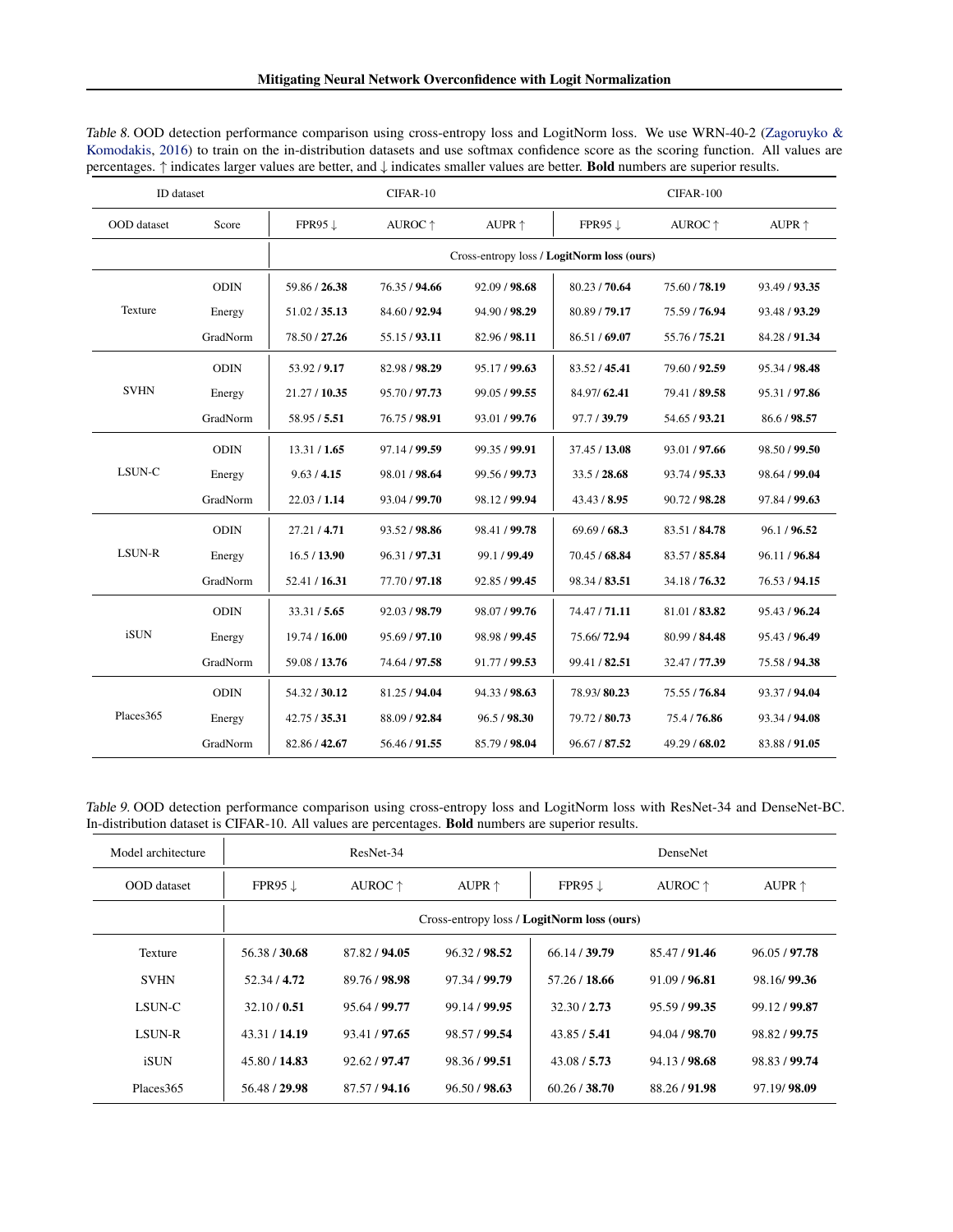Table 8. OOD detection performance comparison using cross-entropy loss and LogitNorm loss. We use WRN-40-2 (Zagoruyko & Komodakis, 2016) to train on the in-distribution datasets and use softmax confidence score as the scoring function. All values are percentages. ↑ indicates larger values are better, and ↓ indicates smaller values are better. **Bold** numbers are superior results.

| ID dataset | | CIFAR-10 | | | CIFAR-100 | | |
|---|---|---|---|---|---|---|---|
| OOD dataset | Score | FPR95 ↓ | AUROC ↑ | AUPR ↑ | FPR95 ↓ | AUROC ↑ | AUPR ↑ |
| | | Cross-entropy loss / **LogitNorm loss (ours)** | | | | | |
| Texture | ODIN | 59.86 / **26.38** | 76.35 / **94.66** | 92.09 / **98.68** | 80.23 / **70.64** | 75.60 / **78.19** | 93.49 / **93.35** |
| | Energy | 51.02 / **35.13** | 84.60 / **92.94** | 94.90 / **98.29** | 80.89 / **79.17** | 75.59 / **76.94** | 93.48 / **93.29** |
| | GradNorm | 78.50 / **27.26** | 55.15 / **93.11** | 82.96 / **98.11** | 86.51 / **69.07** | 55.76 / **75.21** | 84.28 / **91.34** |
| SVHN | ODIN | 53.92 / **9.17** | 82.98 / **98.29** | 95.17 / **99.63** | 83.52 / **45.41** | 79.60 / **92.59** | 95.34 / **98.48** |
| | Energy | 21.27 / **10.35** | 95.70 / **97.73** | 99.05 / **99.55** | 84.97/ **62.41** | 79.41 / **89.58** | 95.31 / **97.86** |
| | GradNorm | 58.95 / **5.51** | 76.75 / **98.91** | 93.01 / **99.76** | 97.7 / **39.79** | 54.65 / **93.21** | 86.6 / **98.57** |
| LSUN-C | ODIN | 13.31 / **1.65** | 97.14 / **99.59** | 99.35 / **99.91** | 37.45 / **13.08** | 93.01 / **97.66** | 98.50 / **99.50** |
| | Energy | 9.63 / **4.15** | 98.01 / **98.64** | 99.56 / **99.73** | 33.5 / **28.68** | 93.74 / **95.33** | 98.64 / **99.04** |
| | GradNorm | 22.03 / **1.14** | 93.04 / **99.70** | 98.12 / **99.94** | 43.43 / **8.95** | 90.72 / **98.28** | 97.84 / **99.63** |
| LSUN-R | ODIN | 27.21 / **4.71** | 93.52 / **98.86** | 98.41 / **99.78** | 69.69 / **68.3** | 83.51 / **84.78** | 96.1 / **96.52** |
| | Energy | 16.5 / **13.90** | 96.31 / **97.31** | 99.1 / **99.49** | 70.45 / **68.84** | 83.57 / **85.84** | 96.11 / **96.84** |
| | GradNorm | 52.41 / **16.31** | 77.70 / **97.18** | 92.85 / **99.45** | 98.34 / **83.51** | 34.18 / **76.32** | 76.53 / **94.15** |
| iSUN | ODIN | 33.31 / **5.65** | 92.03 / **98.79** | 98.07 / **99.76** | 74.47 / **71.11** | 81.01 / **83.82** | 95.43 / **96.24** |
| | Energy | 19.74 / **16.00** | 95.69 / **97.10** | 98.98 / **99.45** | 75.66/ **72.94** | 80.99 / **84.48** | 95.43 / **96.49** |
| | GradNorm | 59.08 / **13.76** | 74.64 / **97.58** | 91.77 / **99.53** | 99.41 / **82.51** | 32.47 / **77.39** | 75.58 / **94.38** |
| Places365 | ODIN | 54.32 / **30.12** | 81.25 / **94.04** | 94.33 / **98.63** | 78.93/ **80.23** | 75.55 / **76.84** | 93.37 / **94.04** |
| | Energy | 42.75 / **35.31** | 88.09 / **92.84** | 96.5 / **98.30** | 79.72 / **80.73** | 75.4 / **76.86** | 93.34 / **94.08** |
| | GradNorm | 82.86 / **42.67** | 56.46 / **91.55** | 85.79 / **98.04** | 96.67 / **87.52** | 49.29 / **68.02** | 83.88 / **91.05** |

Table 9. OOD detection performance comparison using cross-entropy loss and LogitNorm loss with ResNet-34 and DenseNet-BC. In-distribution dataset is CIFAR-10. All values are percentages. **Bold** numbers are superior results.

| Model architecture | ResNet-34 | | | DenseNet | | |
|---|---|---|---|---|---|---|
| OOD dataset | FPR95 ↓ | AUROC ↑ | AUPR ↑ | FPR95 ↓ | AUROC ↑ | AUPR ↑ |
| | Cross-entropy loss / **LogitNorm loss (ours)** | | | | | |
| Texture | 56.38 / **30.68** | 87.82 / **94.05** | 96.32 / **98.52** | 66.14 / **39.79** | 85.47 / **91.46** | 96.05 / **97.78** |
| SVHN | 52.34 / **4.72** | 89.76 / **98.98** | 97.34 / **99.79** | 57.26 / **18.66** | 91.09 / **96.81** | 98.16/ **99.36** |
| LSUN-C | 32.10 / **0.51** | 95.64 / **99.77** | 99.14 / **99.95** | 32.30 / **2.73** | 95.59 / **99.35** | 99.12 / **99.87** |
| LSUN-R | 43.31 / **14.19** | 93.41 / **97.65** | 98.57 / **99.54** | 43.85 / **5.41** | 94.04 / **98.70** | 98.82 / **99.75** |
| iSUN | 45.80 / **14.83** | 92.62 / **97.47** | 98.36 / **99.51** | 43.08 / **5.73** | 94.13 / **98.68** | 98.83 / **99.74** |
| Places365 | 56.48 / **29.98** | 87.57 / **94.16** | 96.50 / **98.63** | 60.26 / **38.70** | 88.26 / **91.98** | 97.19/ **98.09** |